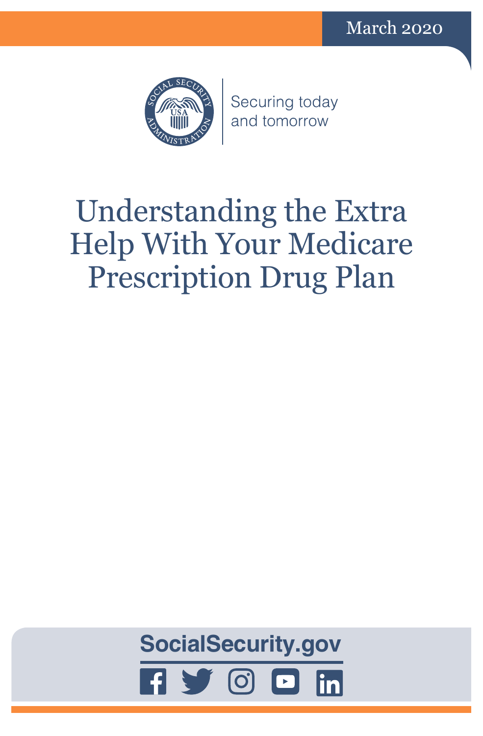March 2020

Securing today and tomorrow

# Understanding the Extra Help With Your Medicare Prescription Drug Plan

SocialSecurity.gov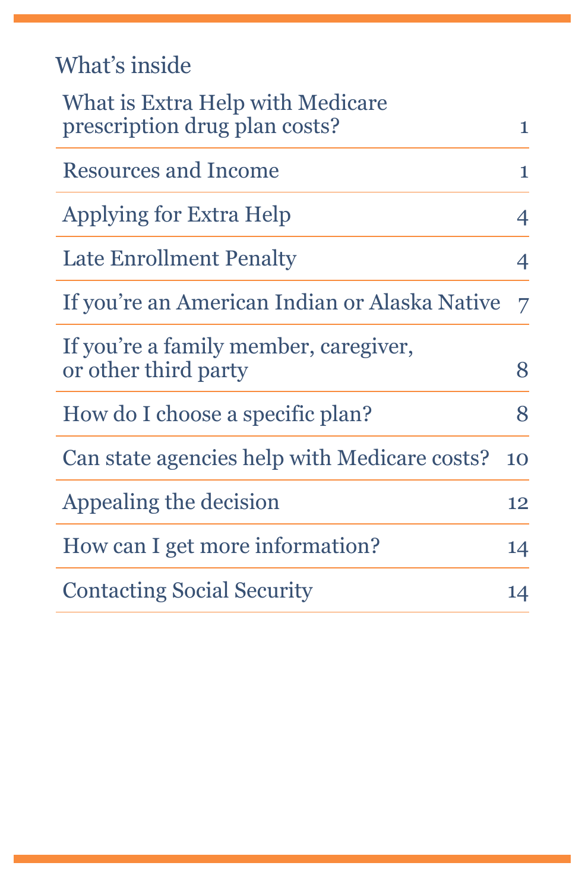## What's inside

| | |
|---|---|
| What is Extra Help with Medicare prescription drug plan costs? | 1 |
| Resources and Income | 1 |
| Applying for Extra Help | 4 |
| Late Enrollment Penalty | 4 |
| If you're an American Indian or Alaska Native | 7 |
| If you're a family member, caregiver, or other third party | 8 |
| How do I choose a specific plan? | 8 |
| Can state agencies help with Medicare costs? | 10 |
| Appealing the decision | 12 |
| How can I get more information? | 14 |
| Contacting Social Security | 14 |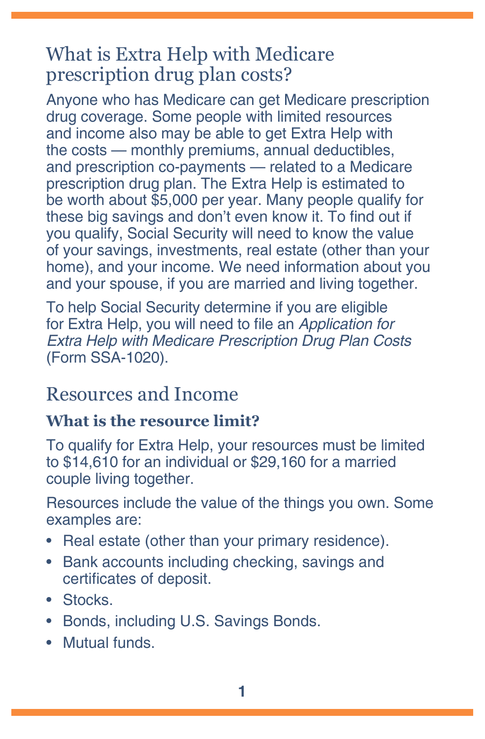## What is Extra Help with Medicare prescription drug plan costs?

Anyone who has Medicare can get Medicare prescription drug coverage. Some people with limited resources and income also may be able to get Extra Help with the costs — monthly premiums, annual deductibles, and prescription co-payments — related to a Medicare prescription drug plan. The Extra Help is estimated to be worth about $5,000 per year. Many people qualify for these big savings and don't even know it. To find out if you qualify, Social Security will need to know the value of your savings, investments, real estate (other than your home), and your income. We need information about you and your spouse, if you are married and living together.

To help Social Security determine if you are eligible for Extra Help, you will need to file an *Application for Extra Help with Medicare Prescription Drug Plan Costs* (Form SSA-1020).

## Resources and Income

### What is the resource limit?

To qualify for Extra Help, your resources must be limited to $14,610 for an individual or $29,160 for a married couple living together.

Resources include the value of the things you own. Some examples are:

- Real estate (other than your primary residence).
- Bank accounts including checking, savings and certificates of deposit.
- Stocks.
- Bonds, including U.S. Savings Bonds.
- Mutual funds.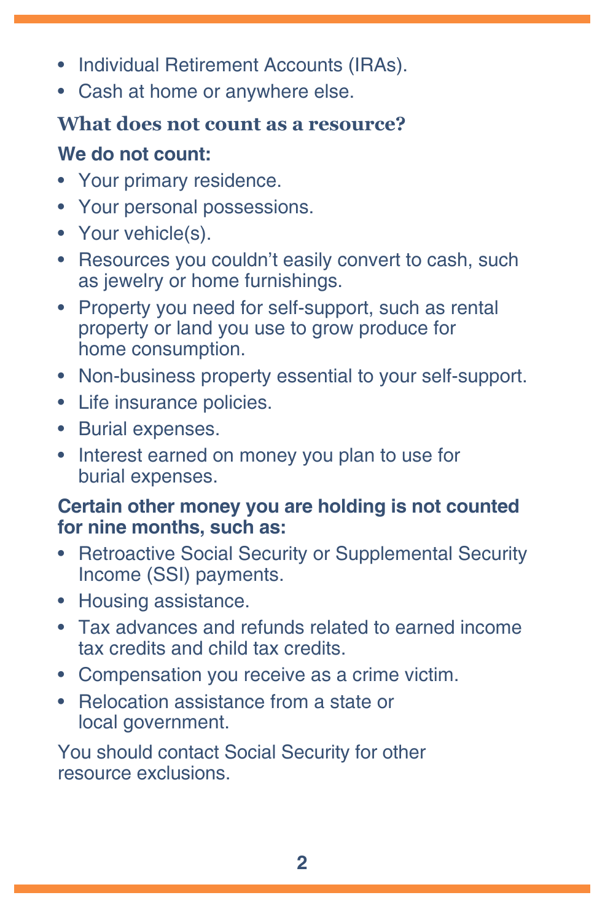- Individual Retirement Accounts (IRAs).
- Cash at home or anywhere else.

### What does not count as a resource?

**We do not count:**

- Your primary residence.
- Your personal possessions.
- Your vehicle(s).
- Resources you couldn't easily convert to cash, such as jewelry or home furnishings.
- Property you need for self-support, such as rental property or land you use to grow produce for home consumption.
- Non-business property essential to your self-support.
- Life insurance policies.
- Burial expenses.
- Interest earned on money you plan to use for burial expenses.

**Certain other money you are holding is not counted for nine months, such as:**

- Retroactive Social Security or Supplemental Security Income (SSI) payments.
- Housing assistance.
- Tax advances and refunds related to earned income tax credits and child tax credits.
- Compensation you receive as a crime victim.
- Relocation assistance from a state or local government.

You should contact Social Security for other resource exclusions.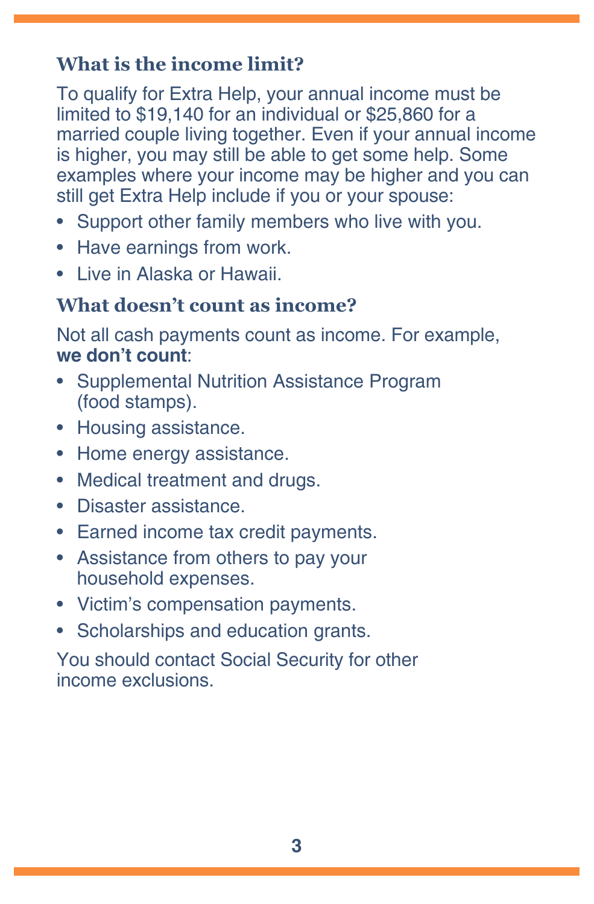### What is the income limit?

To qualify for Extra Help, your annual income must be limited to $19,140 for an individual or $25,860 for a married couple living together. Even if your annual income is higher, you may still be able to get some help. Some examples where your income may be higher and you can still get Extra Help include if you or your spouse:

- Support other family members who live with you.
- Have earnings from work.
- Live in Alaska or Hawaii.

### What doesn't count as income?

Not all cash payments count as income. For example, **we don't count**:

- Supplemental Nutrition Assistance Program (food stamps).
- Housing assistance.
- Home energy assistance.
- Medical treatment and drugs.
- Disaster assistance.
- Earned income tax credit payments.
- Assistance from others to pay your household expenses.
- Victim's compensation payments.
- Scholarships and education grants.

You should contact Social Security for other income exclusions.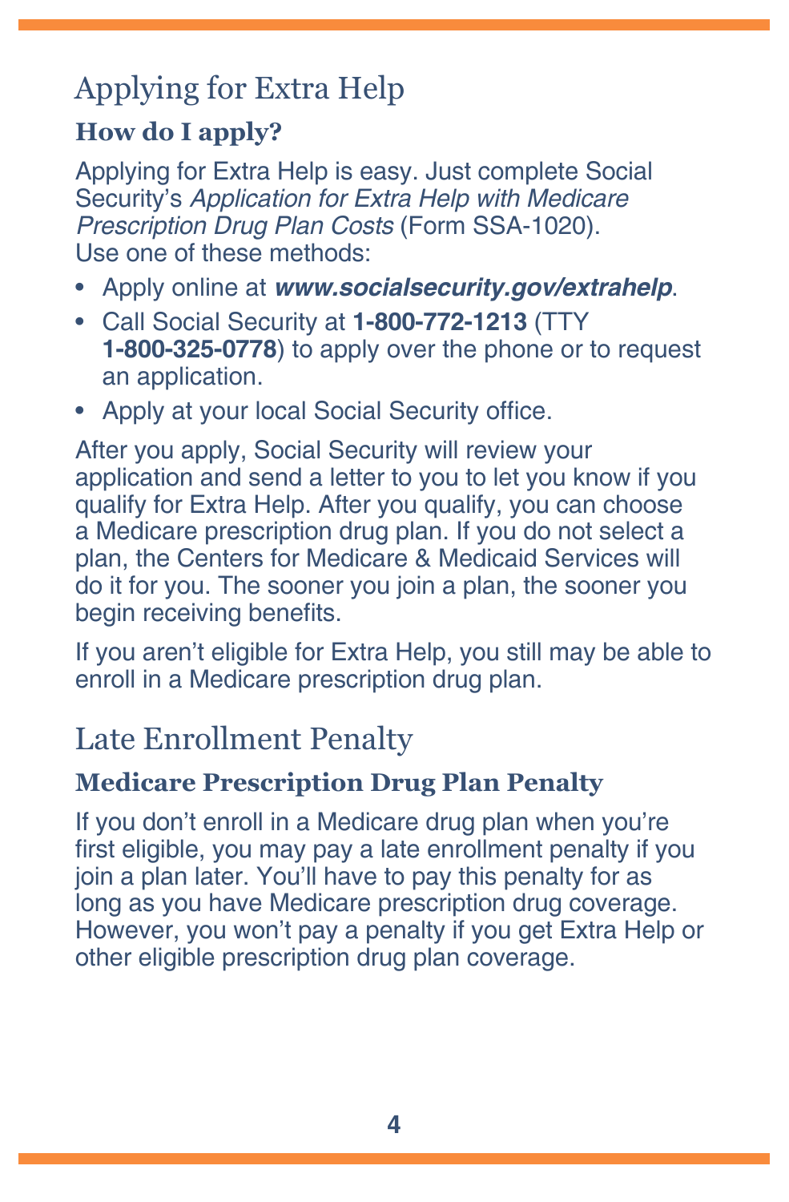## Applying for Extra Help

### How do I apply?

Applying for Extra Help is easy. Just complete Social Security's *Application for Extra Help with Medicare Prescription Drug Plan Costs* (Form SSA-1020). Use one of these methods:

- Apply online at ***www.socialsecurity.gov/extrahelp***.
- Call Social Security at **1-800-772-1213** (TTY **1-800-325-0778**) to apply over the phone or to request an application.
- Apply at your local Social Security office.

After you apply, Social Security will review your application and send a letter to you to let you know if you qualify for Extra Help. After you qualify, you can choose a Medicare prescription drug plan. If you do not select a plan, the Centers for Medicare & Medicaid Services will do it for you. The sooner you join a plan, the sooner you begin receiving benefits.

If you aren't eligible for Extra Help, you still may be able to enroll in a Medicare prescription drug plan.

## Late Enrollment Penalty

### Medicare Prescription Drug Plan Penalty

If you don't enroll in a Medicare drug plan when you're first eligible, you may pay a late enrollment penalty if you join a plan later. You'll have to pay this penalty for as long as you have Medicare prescription drug coverage. However, you won't pay a penalty if you get Extra Help or other eligible prescription drug plan coverage.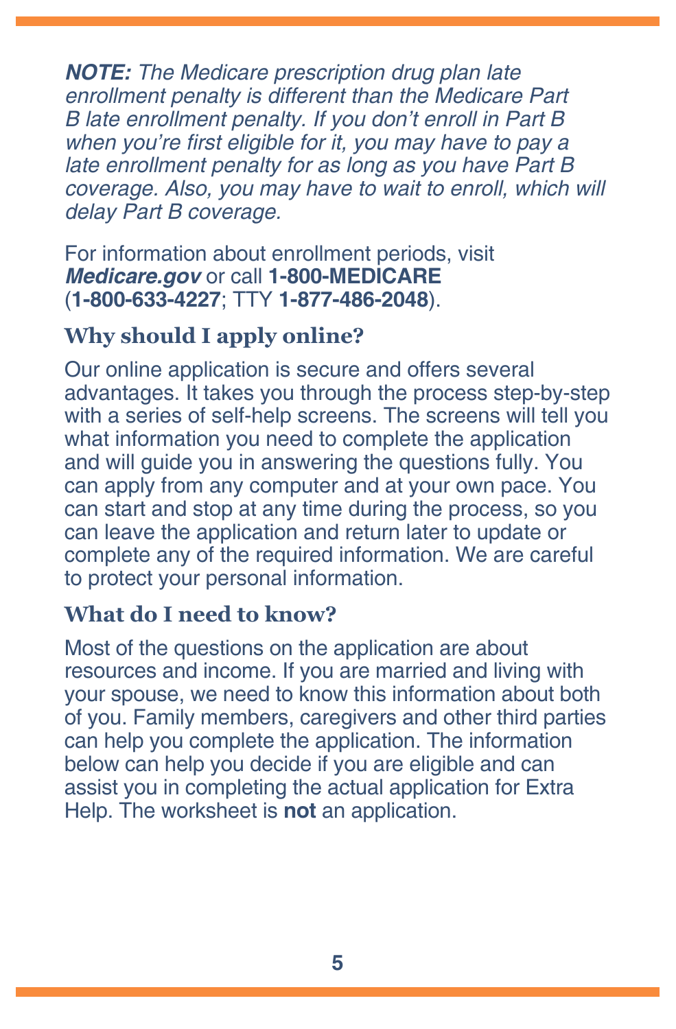***NOTE:*** *The Medicare prescription drug plan late enrollment penalty is different than the Medicare Part B late enrollment penalty. If you don't enroll in Part B when you're first eligible for it, you may have to pay a late enrollment penalty for as long as you have Part B coverage. Also, you may have to wait to enroll, which will delay Part B coverage.*

For information about enrollment periods, visit ***Medicare.gov*** or call **1-800-MEDICARE** (**1-800-633-4227**; TTY **1-877-486-2048**).

### Why should I apply online?

Our online application is secure and offers several advantages. It takes you through the process step-by-step with a series of self-help screens. The screens will tell you what information you need to complete the application and will guide you in answering the questions fully. You can apply from any computer and at your own pace. You can start and stop at any time during the process, so you can leave the application and return later to update or complete any of the required information. We are careful to protect your personal information.

### What do I need to know?

Most of the questions on the application are about resources and income. If you are married and living with your spouse, we need to know this information about both of you. Family members, caregivers and other third parties can help you complete the application. The information below can help you decide if you are eligible and can assist you in completing the actual application for Extra Help. The worksheet is **not** an application.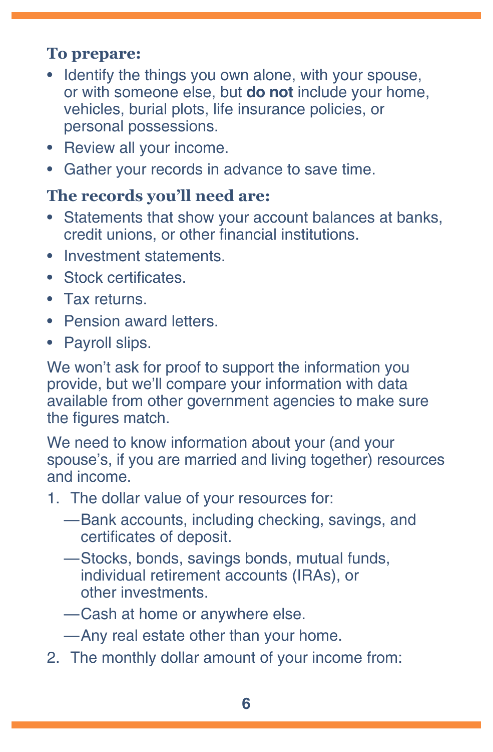### To prepare:

- Identify the things you own alone, with your spouse, or with someone else, but **do not** include your home, vehicles, burial plots, life insurance policies, or personal possessions.
- Review all your income.
- Gather your records in advance to save time.

### The records you'll need are:

- Statements that show your account balances at banks, credit unions, or other financial institutions.
- Investment statements.
- Stock certificates.
- Tax returns.
- Pension award letters.
- Payroll slips.

We won't ask for proof to support the information you provide, but we'll compare your information with data available from other government agencies to make sure the figures match.

We need to know information about your (and your spouse's, if you are married and living together) resources and income.

1. The dollar value of your resources for:
   - —Bank accounts, including checking, savings, and certificates of deposit.
   - —Stocks, bonds, savings bonds, mutual funds, individual retirement accounts (IRAs), or other investments.
   - —Cash at home or anywhere else.
   - —Any real estate other than your home.
2. The monthly dollar amount of your income from: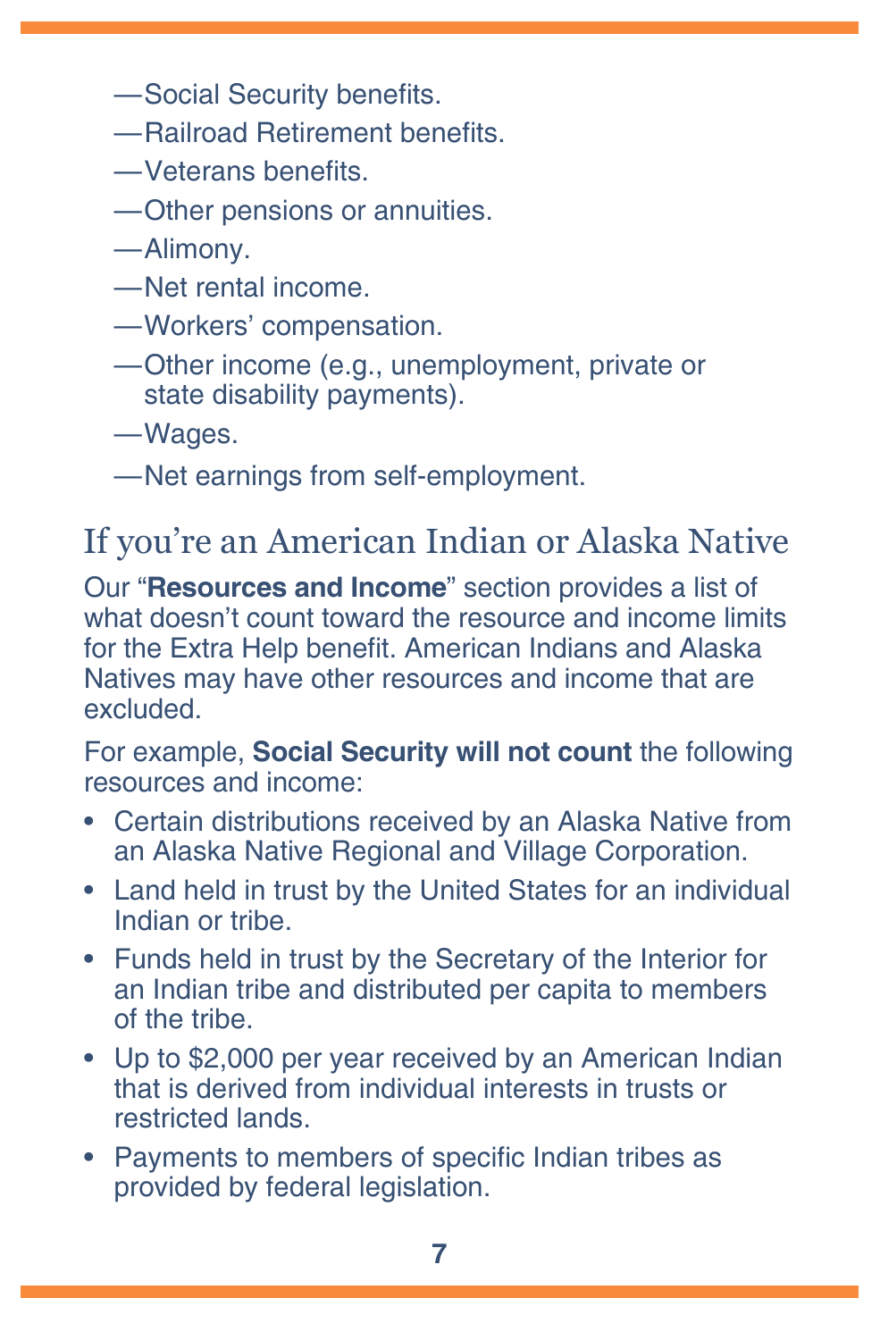—Social Security benefits.
—Railroad Retirement benefits.
—Veterans benefits.
—Other pensions or annuities.
—Alimony.
—Net rental income.
—Workers' compensation.
—Other income (e.g., unemployment, private or state disability payments).
—Wages.
—Net earnings from self-employment.

## If you're an American Indian or Alaska Native

Our "**Resources and Income**" section provides a list of what doesn't count toward the resource and income limits for the Extra Help benefit. American Indians and Alaska Natives may have other resources and income that are excluded.

For example, **Social Security will not count** the following resources and income:

- Certain distributions received by an Alaska Native from an Alaska Native Regional and Village Corporation.
- Land held in trust by the United States for an individual Indian or tribe.
- Funds held in trust by the Secretary of the Interior for an Indian tribe and distributed per capita to members of the tribe.
- Up to $2,000 per year received by an American Indian that is derived from individual interests in trusts or restricted lands.
- Payments to members of specific Indian tribes as provided by federal legislation.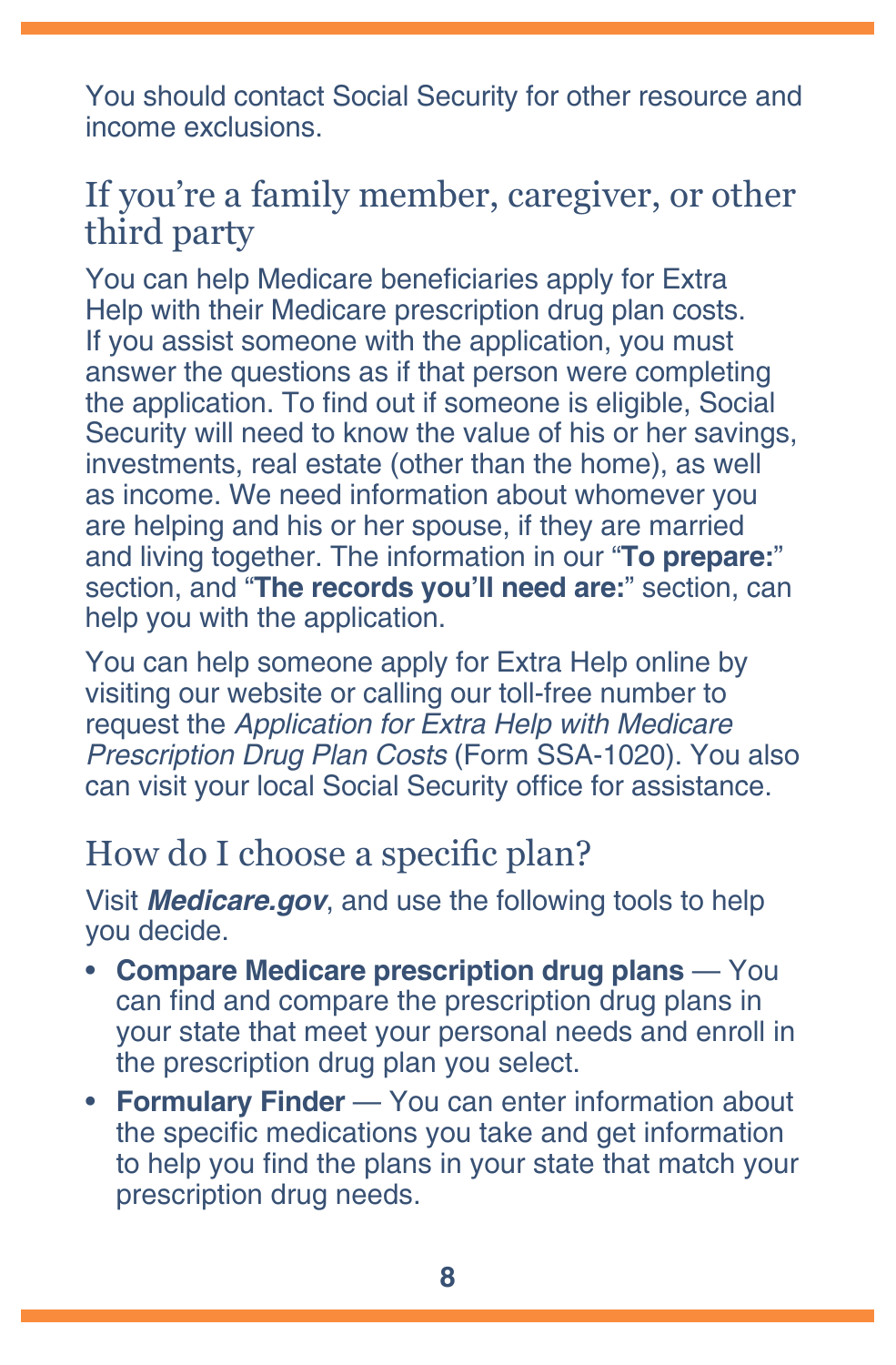You should contact Social Security for other resource and income exclusions.

## If you're a family member, caregiver, or other third party

You can help Medicare beneficiaries apply for Extra Help with their Medicare prescription drug plan costs. If you assist someone with the application, you must answer the questions as if that person were completing the application. To find out if someone is eligible, Social Security will need to know the value of his or her savings, investments, real estate (other than the home), as well as income. We need information about whomever you are helping and his or her spouse, if they are married and living together. The information in our "**To prepare:**" section, and "**The records you'll need are:**" section, can help you with the application.

You can help someone apply for Extra Help online by visiting our website or calling our toll-free number to request the *Application for Extra Help with Medicare Prescription Drug Plan Costs* (Form SSA-1020). You also can visit your local Social Security office for assistance.

## How do I choose a specific plan?

Visit ***Medicare.gov***, and use the following tools to help you decide.

- **Compare Medicare prescription drug plans** — You can find and compare the prescription drug plans in your state that meet your personal needs and enroll in the prescription drug plan you select.
- **Formulary Finder** — You can enter information about the specific medications you take and get information to help you find the plans in your state that match your prescription drug needs.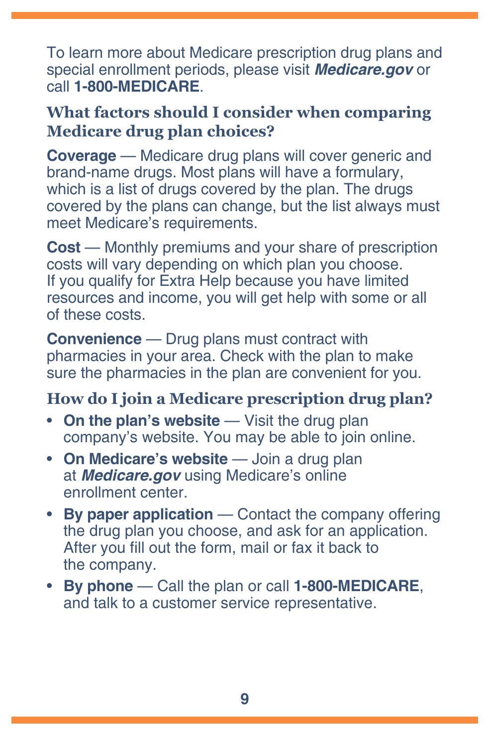To learn more about Medicare prescription drug plans and special enrollment periods, please visit ***Medicare.gov*** or call **1-800-MEDICARE**.

## What factors should I consider when comparing Medicare drug plan choices?

**Coverage** — Medicare drug plans will cover generic and brand-name drugs. Most plans will have a formulary, which is a list of drugs covered by the plan. The drugs covered by the plans can change, but the list always must meet Medicare's requirements.

**Cost** — Monthly premiums and your share of prescription costs will vary depending on which plan you choose. If you qualify for Extra Help because you have limited resources and income, you will get help with some or all of these costs.

**Convenience** — Drug plans must contract with pharmacies in your area. Check with the plan to make sure the pharmacies in the plan are convenient for you.

## How do I join a Medicare prescription drug plan?

- **On the plan's website** — Visit the drug plan company's website. You may be able to join online.
- **On Medicare's website** — Join a drug plan at ***Medicare.gov*** using Medicare's online enrollment center.
- **By paper application** — Contact the company offering the drug plan you choose, and ask for an application. After you fill out the form, mail or fax it back to the company.
- **By phone** — Call the plan or call **1-800-MEDICARE**, and talk to a customer service representative.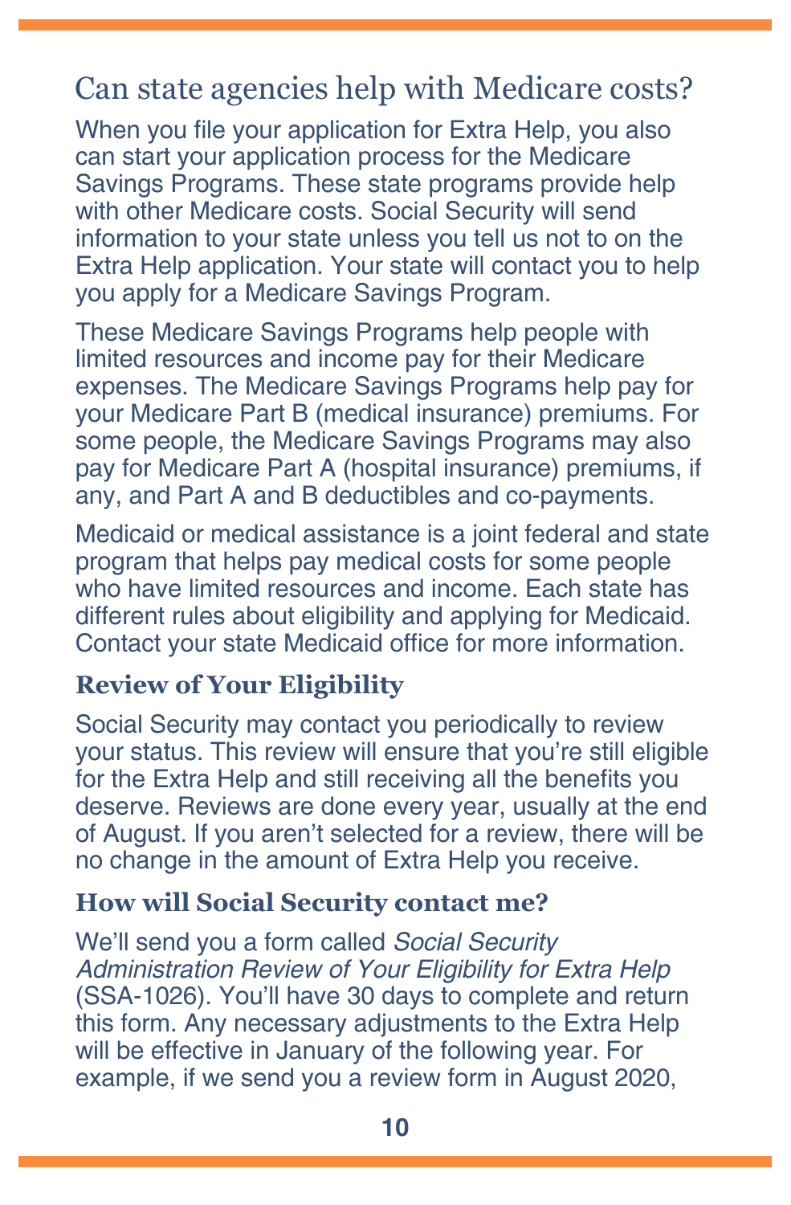## Can state agencies help with Medicare costs?

When you file your application for Extra Help, you also can start your application process for the Medicare Savings Programs. These state programs provide help with other Medicare costs. Social Security will send information to your state unless you tell us not to on the Extra Help application. Your state will contact you to help you apply for a Medicare Savings Program.

These Medicare Savings Programs help people with limited resources and income pay for their Medicare expenses. The Medicare Savings Programs help pay for your Medicare Part B (medical insurance) premiums. For some people, the Medicare Savings Programs may also pay for Medicare Part A (hospital insurance) premiums, if any, and Part A and B deductibles and co-payments.

Medicaid or medical assistance is a joint federal and state program that helps pay medical costs for some people who have limited resources and income. Each state has different rules about eligibility and applying for Medicaid. Contact your state Medicaid office for more information.

### Review of Your Eligibility

Social Security may contact you periodically to review your status. This review will ensure that you're still eligible for the Extra Help and still receiving all the benefits you deserve. Reviews are done every year, usually at the end of August. If you aren't selected for a review, there will be no change in the amount of Extra Help you receive.

### How will Social Security contact me?

We'll send you a form called *Social Security Administration Review of Your Eligibility for Extra Help* (SSA-1026). You'll have 30 days to complete and return this form. Any necessary adjustments to the Extra Help will be effective in January of the following year. For example, if we send you a review form in August 2020,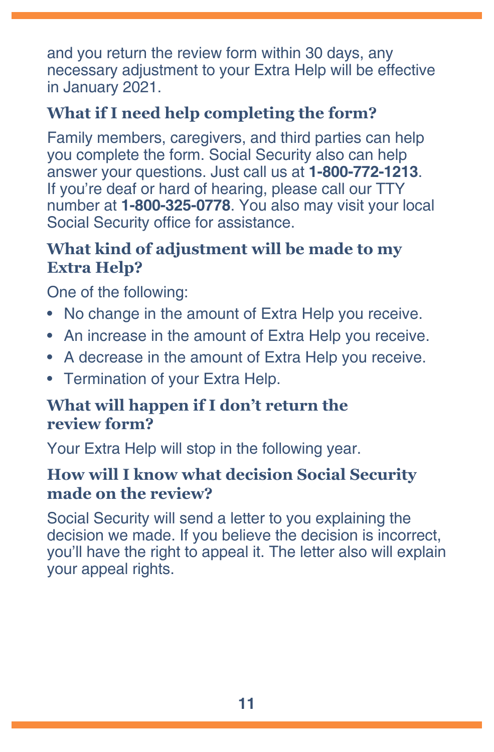and you return the review form within 30 days, any necessary adjustment to your Extra Help will be effective in January 2021.

### What if I need help completing the form?

Family members, caregivers, and third parties can help you complete the form. Social Security also can help answer your questions. Just call us at **1-800-772-1213**. If you're deaf or hard of hearing, please call our TTY number at **1-800-325-0778**. You also may visit your local Social Security office for assistance.

### What kind of adjustment will be made to my Extra Help?

One of the following:

- No change in the amount of Extra Help you receive.
- An increase in the amount of Extra Help you receive.
- A decrease in the amount of Extra Help you receive.
- Termination of your Extra Help.

### What will happen if I don't return the review form?

Your Extra Help will stop in the following year.

### How will I know what decision Social Security made on the review?

Social Security will send a letter to you explaining the decision we made. If you believe the decision is incorrect, you'll have the right to appeal it. The letter also will explain your appeal rights.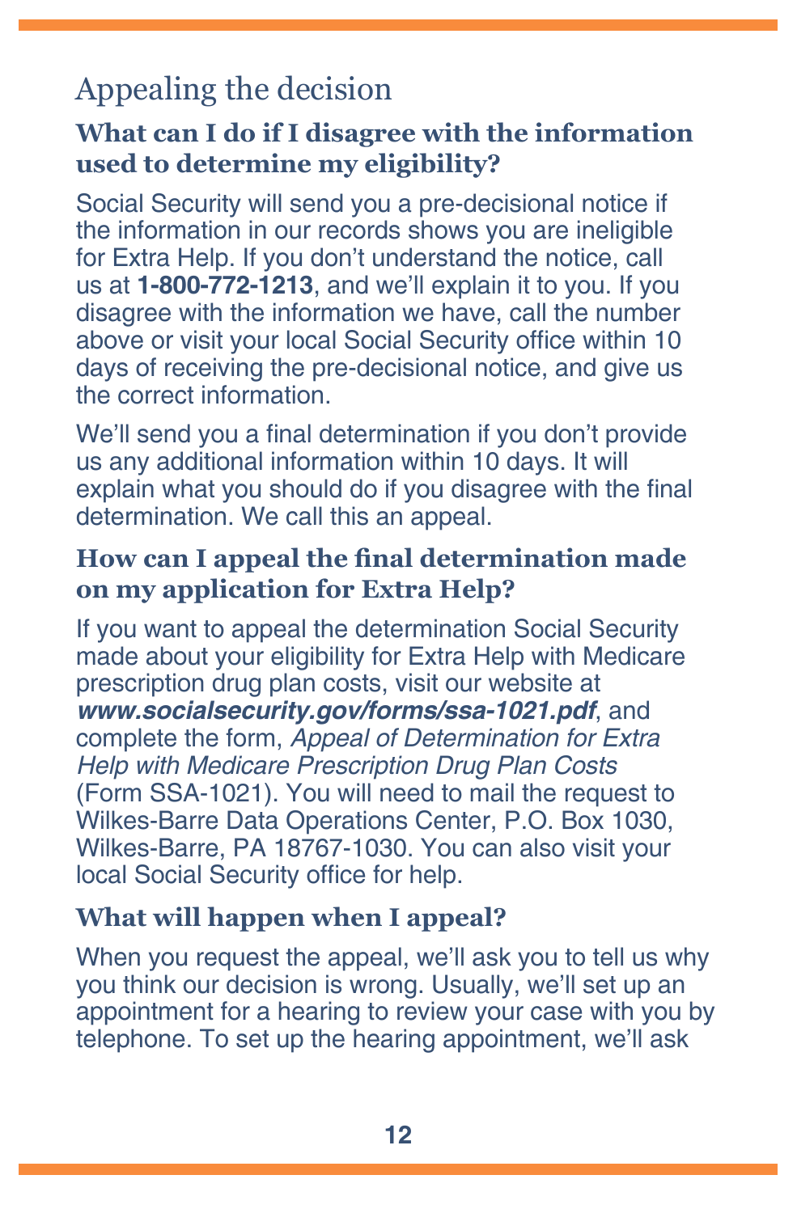## Appealing the decision

### What can I do if I disagree with the information used to determine my eligibility?

Social Security will send you a pre-decisional notice if the information in our records shows you are ineligible for Extra Help. If you don't understand the notice, call us at **1-800-772-1213**, and we'll explain it to you. If you disagree with the information we have, call the number above or visit your local Social Security office within 10 days of receiving the pre-decisional notice, and give us the correct information.

We'll send you a final determination if you don't provide us any additional information within 10 days. It will explain what you should do if you disagree with the final determination. We call this an appeal.

### How can I appeal the final determination made on my application for Extra Help?

If you want to appeal the determination Social Security made about your eligibility for Extra Help with Medicare prescription drug plan costs, visit our website at ***www.socialsecurity.gov/forms/ssa-1021.pdf***, and complete the form, *Appeal of Determination for Extra Help with Medicare Prescription Drug Plan Costs* (Form SSA-1021). You will need to mail the request to Wilkes-Barre Data Operations Center, P.O. Box 1030, Wilkes-Barre, PA 18767-1030. You can also visit your local Social Security office for help.

### What will happen when I appeal?

When you request the appeal, we'll ask you to tell us why you think our decision is wrong. Usually, we'll set up an appointment for a hearing to review your case with you by telephone. To set up the hearing appointment, we'll ask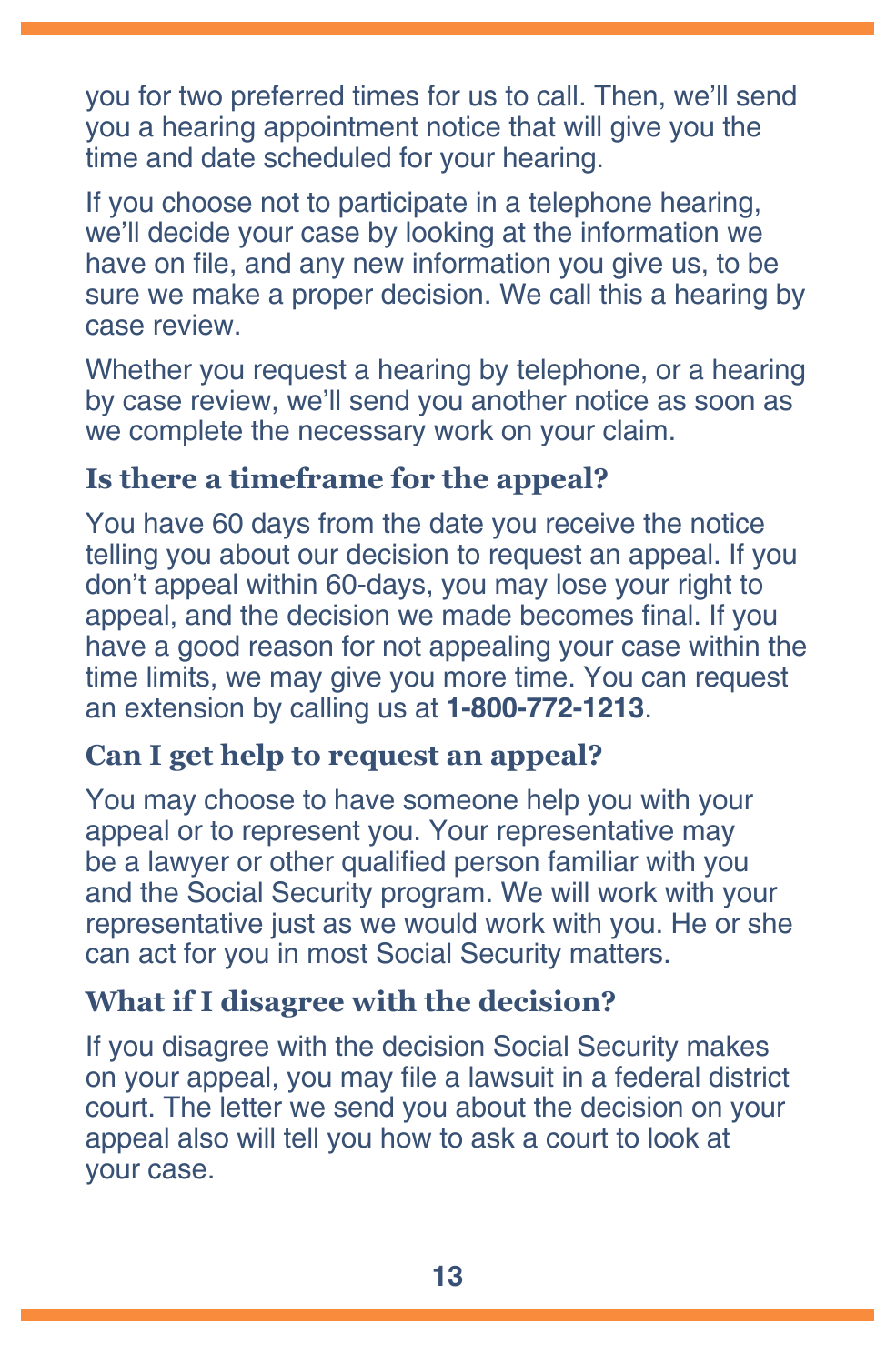you for two preferred times for us to call. Then, we'll send you a hearing appointment notice that will give you the time and date scheduled for your hearing.

If you choose not to participate in a telephone hearing, we'll decide your case by looking at the information we have on file, and any new information you give us, to be sure we make a proper decision. We call this a hearing by case review.

Whether you request a hearing by telephone, or a hearing by case review, we'll send you another notice as soon as we complete the necessary work on your claim.

### Is there a timeframe for the appeal?

You have 60 days from the date you receive the notice telling you about our decision to request an appeal. If you don't appeal within 60-days, you may lose your right to appeal, and the decision we made becomes final. If you have a good reason for not appealing your case within the time limits, we may give you more time. You can request an extension by calling us at **1-800-772-1213**.

### Can I get help to request an appeal?

You may choose to have someone help you with your appeal or to represent you. Your representative may be a lawyer or other qualified person familiar with you and the Social Security program. We will work with your representative just as we would work with you. He or she can act for you in most Social Security matters.

### What if I disagree with the decision?

If you disagree with the decision Social Security makes on your appeal, you may file a lawsuit in a federal district court. The letter we send you about the decision on your appeal also will tell you how to ask a court to look at your case.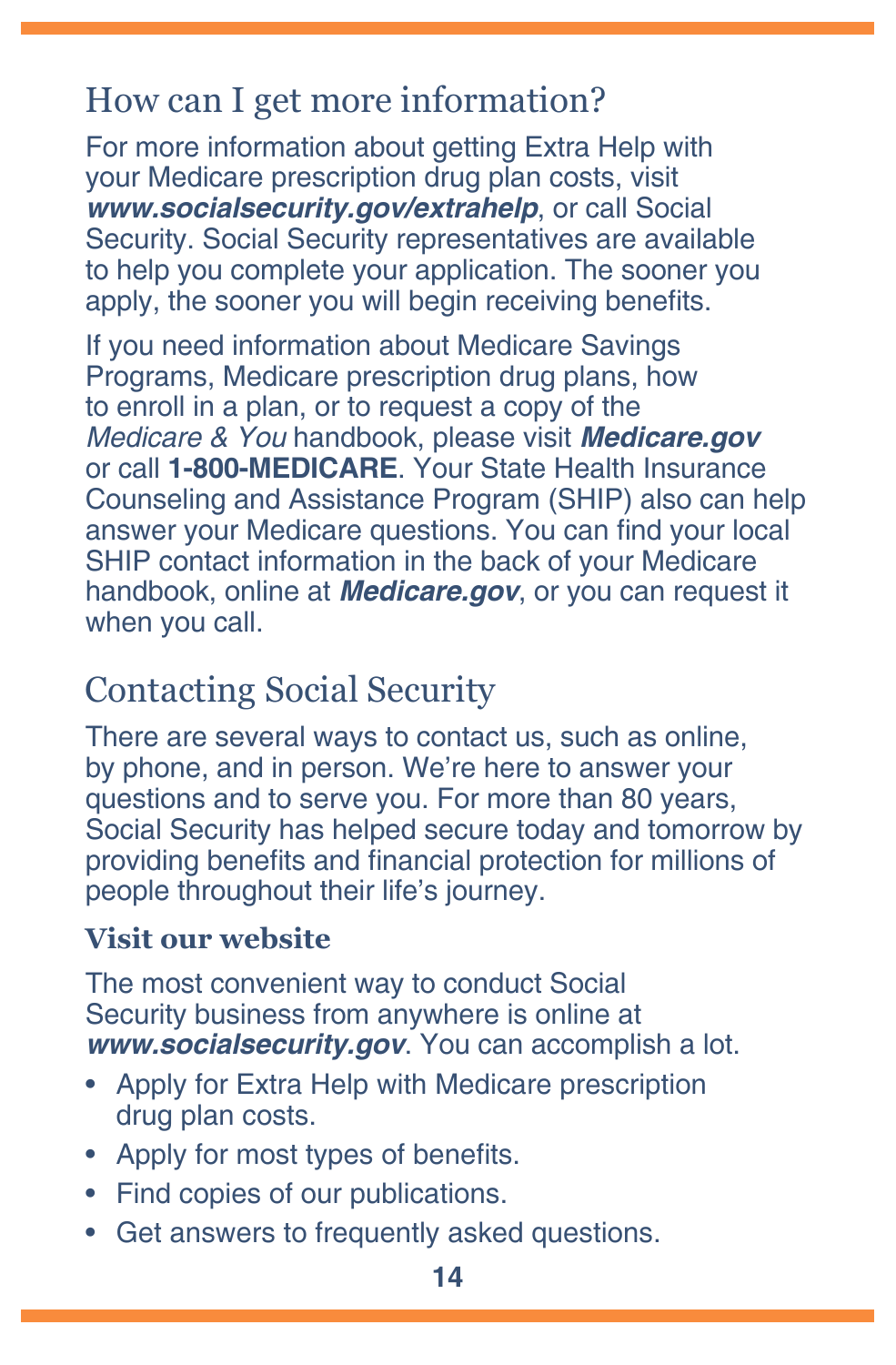## How can I get more information?

For more information about getting Extra Help with your Medicare prescription drug plan costs, visit ***www.socialsecurity.gov/extrahelp***, or call Social Security. Social Security representatives are available to help you complete your application. The sooner you apply, the sooner you will begin receiving benefits.

If you need information about Medicare Savings Programs, Medicare prescription drug plans, how to enroll in a plan, or to request a copy of the *Medicare & You* handbook, please visit ***Medicare.gov*** or call **1-800-MEDICARE**. Your State Health Insurance Counseling and Assistance Program (SHIP) also can help answer your Medicare questions. You can find your local SHIP contact information in the back of your Medicare handbook, online at ***Medicare.gov***, or you can request it when you call.

## Contacting Social Security

There are several ways to contact us, such as online, by phone, and in person. We're here to answer your questions and to serve you. For more than 80 years, Social Security has helped secure today and tomorrow by providing benefits and financial protection for millions of people throughout their life's journey.

### Visit our website

The most convenient way to conduct Social Security business from anywhere is online at ***www.socialsecurity.gov***. You can accomplish a lot.

- Apply for Extra Help with Medicare prescription drug plan costs.
- Apply for most types of benefits.
- Find copies of our publications.
- Get answers to frequently asked questions.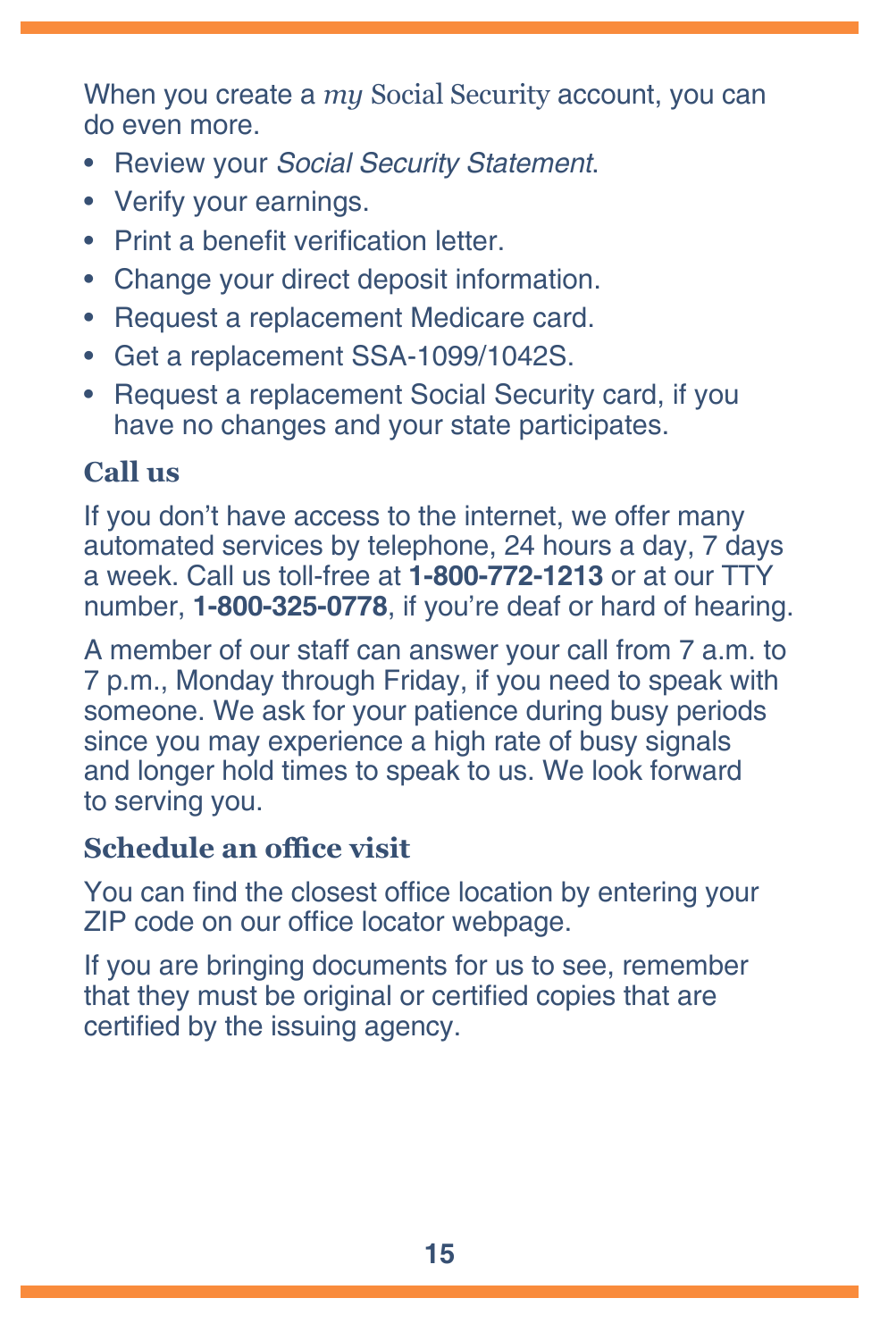When you create a *my* Social Security account, you can do even more.

- Review your *Social Security Statement*.
- Verify your earnings.
- Print a benefit verification letter.
- Change your direct deposit information.
- Request a replacement Medicare card.
- Get a replacement SSA-1099/1042S.
- Request a replacement Social Security card, if you have no changes and your state participates.

### Call us

If you don't have access to the internet, we offer many automated services by telephone, 24 hours a day, 7 days a week. Call us toll-free at **1-800-772-1213** or at our TTY number, **1-800-325-0778**, if you're deaf or hard of hearing.

A member of our staff can answer your call from 7 a.m. to 7 p.m., Monday through Friday, if you need to speak with someone. We ask for your patience during busy periods since you may experience a high rate of busy signals and longer hold times to speak to us. We look forward to serving you.

### Schedule an office visit

You can find the closest office location by entering your ZIP code on our office locator webpage.

If you are bringing documents for us to see, remember that they must be original or certified copies that are certified by the issuing agency.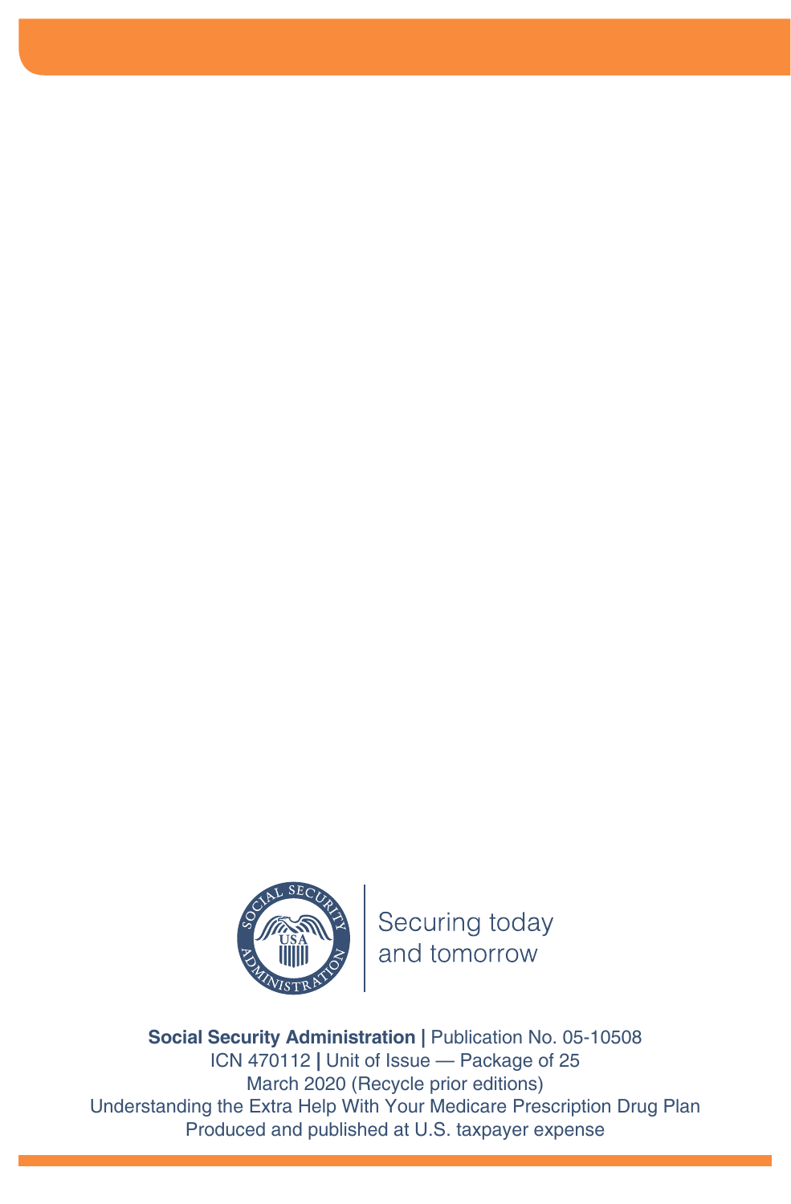Securing today
and tomorrow

**Social Security Administration |** Publication No. 05-10508
ICN 470112 **|** Unit of Issue — Package of 25
March 2020 (Recycle prior editions)
Understanding the Extra Help With Your Medicare Prescription Drug Plan
Produced and published at U.S. taxpayer expense